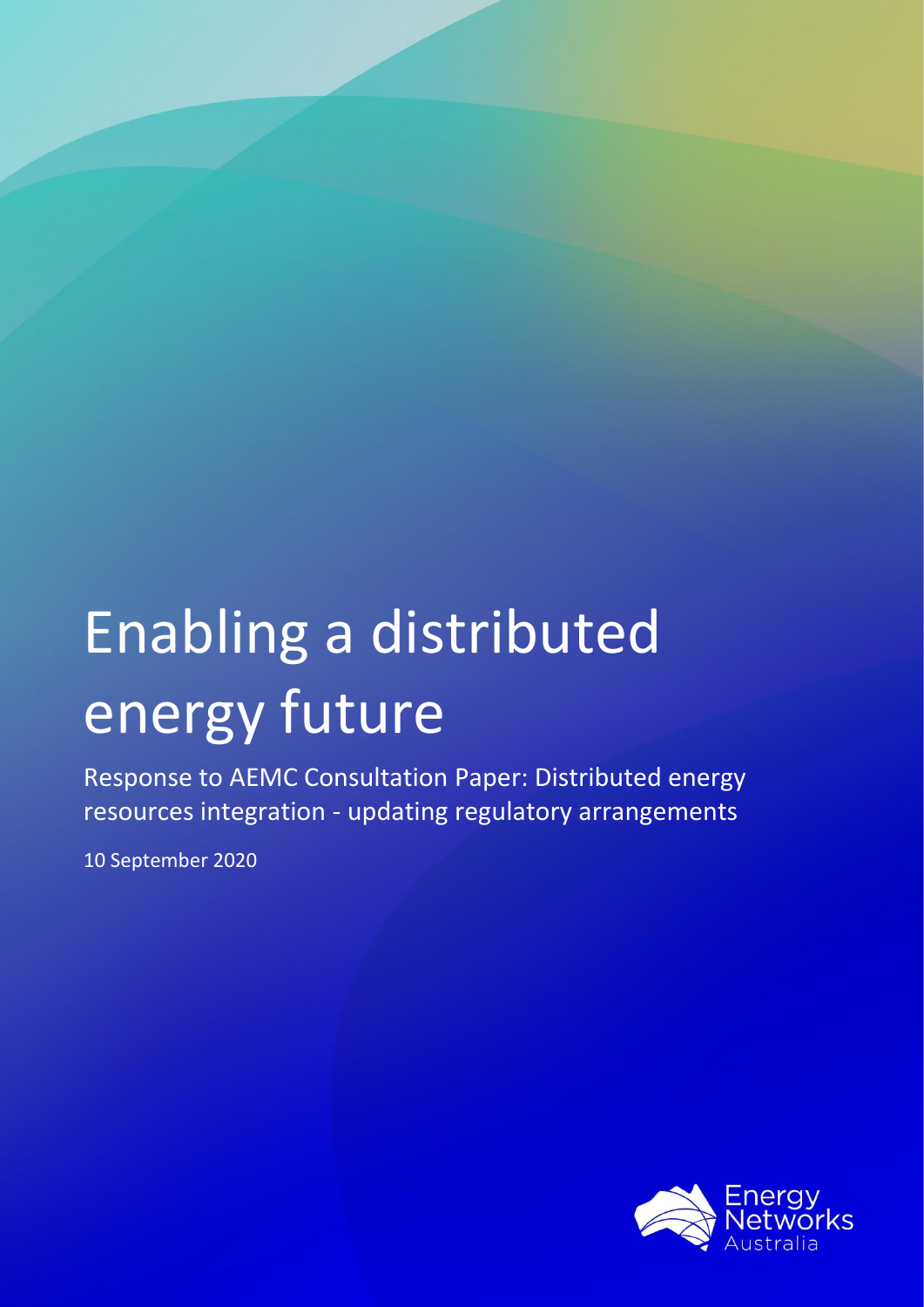# Enabling a distributed energy future

Response to AEMC Consultation Paper: Distributed energy resources integration - updating regulatory arrangements

10 September 2020

Energy Networks Australia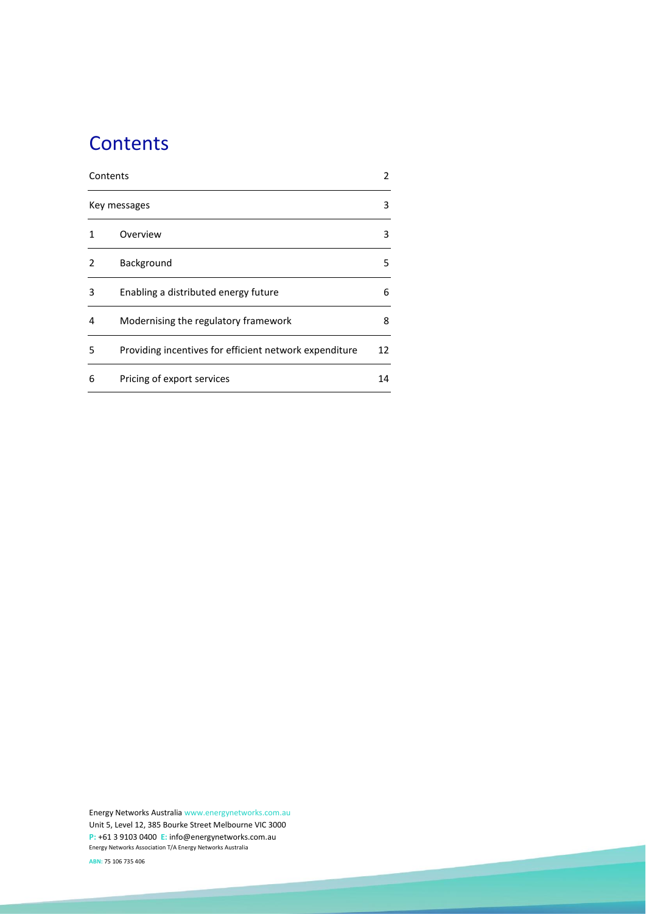# Contents

| | | |
|---|---|---|
| Contents | | 2 |
| Key messages | | 3 |
| 1 | Overview | 3 |
| 2 | Background | 5 |
| 3 | Enabling a distributed energy future | 6 |
| 4 | Modernising the regulatory framework | 8 |
| 5 | Providing incentives for efficient network expenditure | 12 |
| 6 | Pricing of export services | 14 |

Energy Networks Australia www.energynetworks.com.au
Unit 5, Level 12, 385 Bourke Street Melbourne VIC 3000
P: +61 3 9103 0400 E: info@energynetworks.com.au
Energy Networks Association T/A Energy Networks Australia

ABN: 75 106 735 406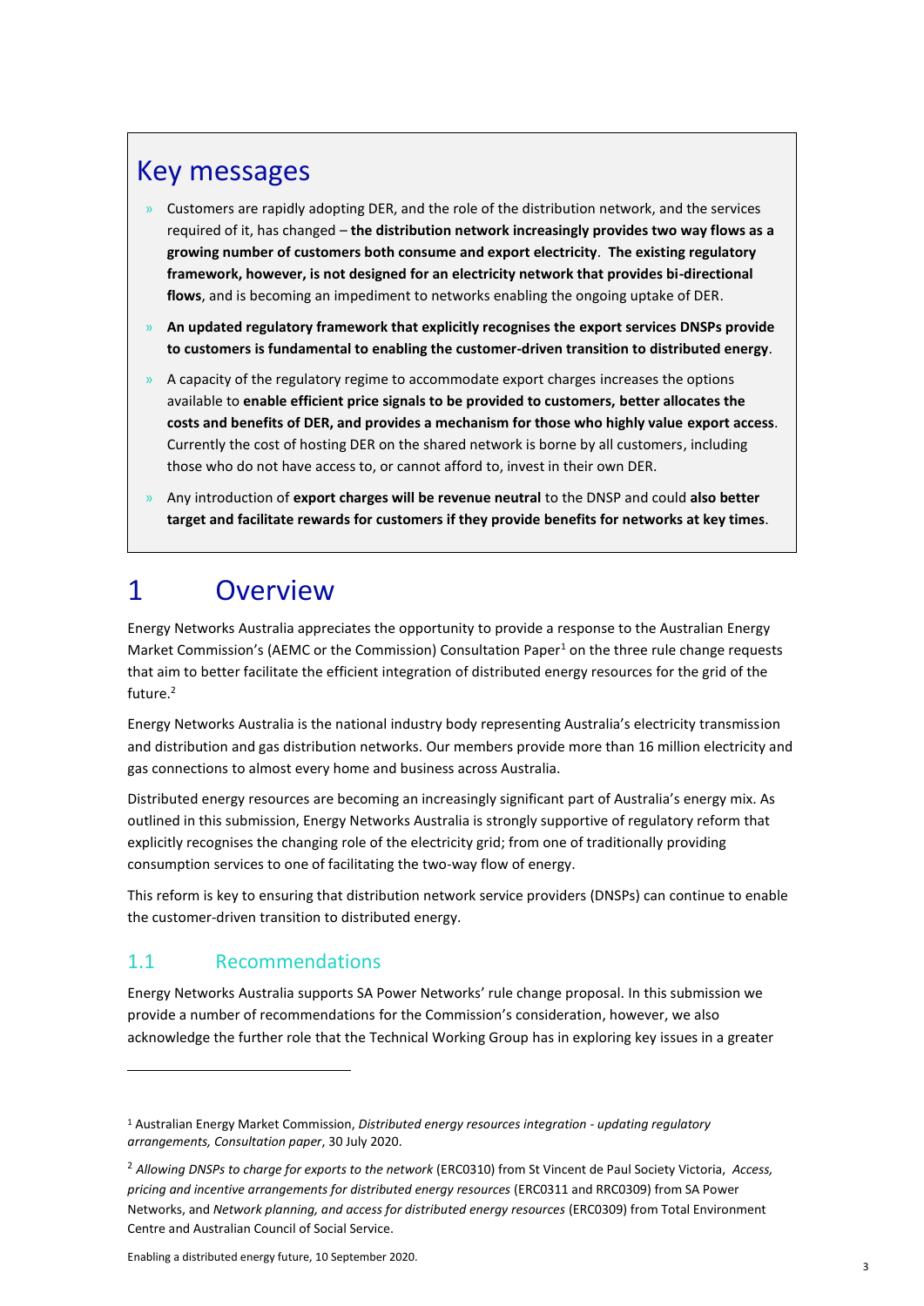## Key messages

- Customers are rapidly adopting DER, and the role of the distribution network, and the services required of it, has changed – **the distribution network increasingly provides two way flows as a growing number of customers both consume and export electricity**. **The existing regulatory framework, however, is not designed for an electricity network that provides bi-directional flows**, and is becoming an impediment to networks enabling the ongoing uptake of DER.
- **An updated regulatory framework that explicitly recognises the export services DNSPs provide to customers is fundamental to enabling the customer-driven transition to distributed energy**.
- A capacity of the regulatory regime to accommodate export charges increases the options available to **enable efficient price signals to be provided to customers, better allocates the costs and benefits of DER, and provides a mechanism for those who highly value export access**. Currently the cost of hosting DER on the shared network is borne by all customers, including those who do not have access to, or cannot afford to, invest in their own DER.
- Any introduction of **export charges will be revenue neutral** to the DNSP and could **also better target and facilitate rewards for customers if they provide benefits for networks at key times**.

# 1 Overview

Energy Networks Australia appreciates the opportunity to provide a response to the Australian Energy Market Commission's (AEMC or the Commission) Consultation Paper[1] on the three rule change requests that aim to better facilitate the efficient integration of distributed energy resources for the grid of the future.[2]

Energy Networks Australia is the national industry body representing Australia's electricity transmission and distribution and gas distribution networks. Our members provide more than 16 million electricity and gas connections to almost every home and business across Australia.

Distributed energy resources are becoming an increasingly significant part of Australia's energy mix. As outlined in this submission, Energy Networks Australia is strongly supportive of regulatory reform that explicitly recognises the changing role of the electricity grid; from one of traditionally providing consumption services to one of facilitating the two-way flow of energy.

This reform is key to ensuring that distribution network service providers (DNSPs) can continue to enable the customer-driven transition to distributed energy.

## 1.1 Recommendations

Energy Networks Australia supports SA Power Networks' rule change proposal. In this submission we provide a number of recommendations for the Commission's consideration, however, we also acknowledge the further role that the Technical Working Group has in exploring key issues in a greater

---

[1] Australian Energy Market Commission, *Distributed energy resources integration - updating regulatory arrangements, Consultation paper*, 30 July 2020.

[2] *Allowing DNSPs to charge for exports to the network* (ERC0310) from St Vincent de Paul Society Victoria, *Access, pricing and incentive arrangements for distributed energy resources* (ERC0311 and RRC0309) from SA Power Networks, and *Network planning, and access for distributed energy resources* (ERC0309) from Total Environment Centre and Australian Council of Social Service.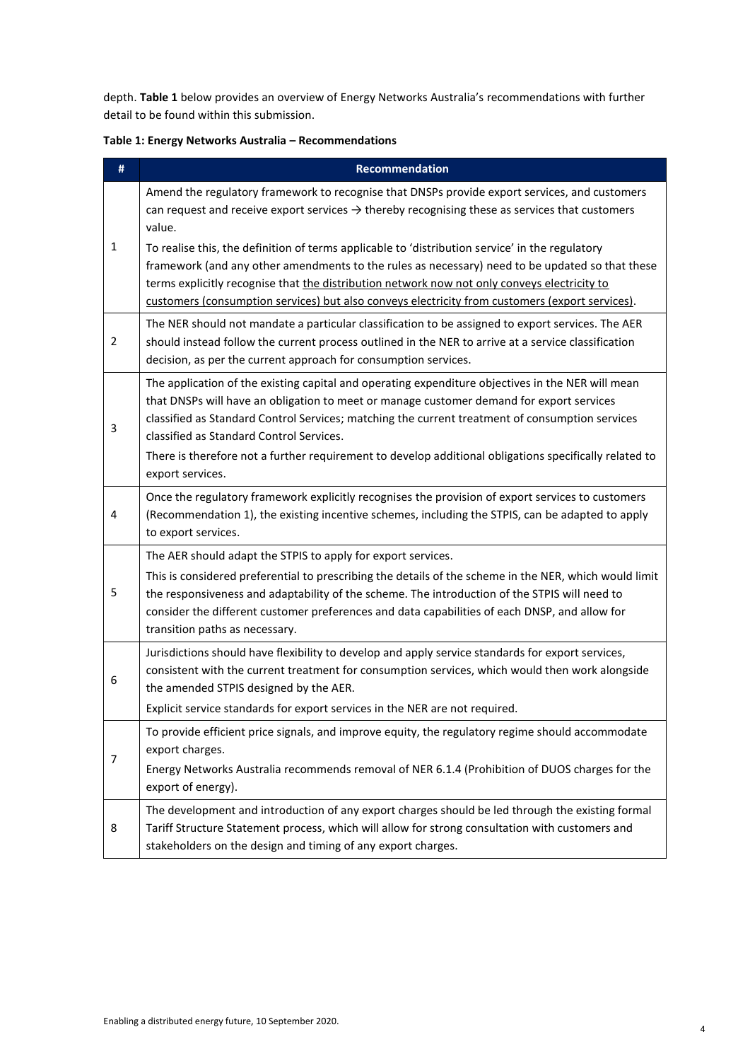depth. **Table 1** below provides an overview of Energy Networks Australia's recommendations with further detail to be found within this submission.

**Table 1: Energy Networks Australia – Recommendations**

| # | Recommendation |
|---|---|
| 1 | Amend the regulatory framework to recognise that DNSPs provide export services, and customers can request and receive export services → thereby recognising these as services that customers value.<br><br>To realise this, the definition of terms applicable to 'distribution service' in the regulatory framework (and any other amendments to the rules as necessary) need to be updated so that these terms explicitly recognise that the distribution network now not only conveys electricity to customers (consumption services) but also conveys electricity from customers (export services). |
| 2 | The NER should not mandate a particular classification to be assigned to export services. The AER should instead follow the current process outlined in the NER to arrive at a service classification decision, as per the current approach for consumption services. |
| 3 | The application of the existing capital and operating expenditure objectives in the NER will mean that DNSPs will have an obligation to meet or manage customer demand for export services classified as Standard Control Services; matching the current treatment of consumption services classified as Standard Control Services.<br><br>There is therefore not a further requirement to develop additional obligations specifically related to export services. |
| 4 | Once the regulatory framework explicitly recognises the provision of export services to customers (Recommendation 1), the existing incentive schemes, including the STPIS, can be adapted to apply to export services. |
| 5 | The AER should adapt the STPIS to apply for export services.<br><br>This is considered preferential to prescribing the details of the scheme in the NER, which would limit the responsiveness and adaptability of the scheme. The introduction of the STPIS will need to consider the different customer preferences and data capabilities of each DNSP, and allow for transition paths as necessary. |
| 6 | Jurisdictions should have flexibility to develop and apply service standards for export services, consistent with the current treatment for consumption services, which would then work alongside the amended STPIS designed by the AER.<br><br>Explicit service standards for export services in the NER are not required. |
| 7 | To provide efficient price signals, and improve equity, the regulatory regime should accommodate export charges.<br><br>Energy Networks Australia recommends removal of NER 6.1.4 (Prohibition of DUOS charges for the export of energy). |
| 8 | The development and introduction of any export charges should be led through the existing formal Tariff Structure Statement process, which will allow for strong consultation with customers and stakeholders on the design and timing of any export charges. |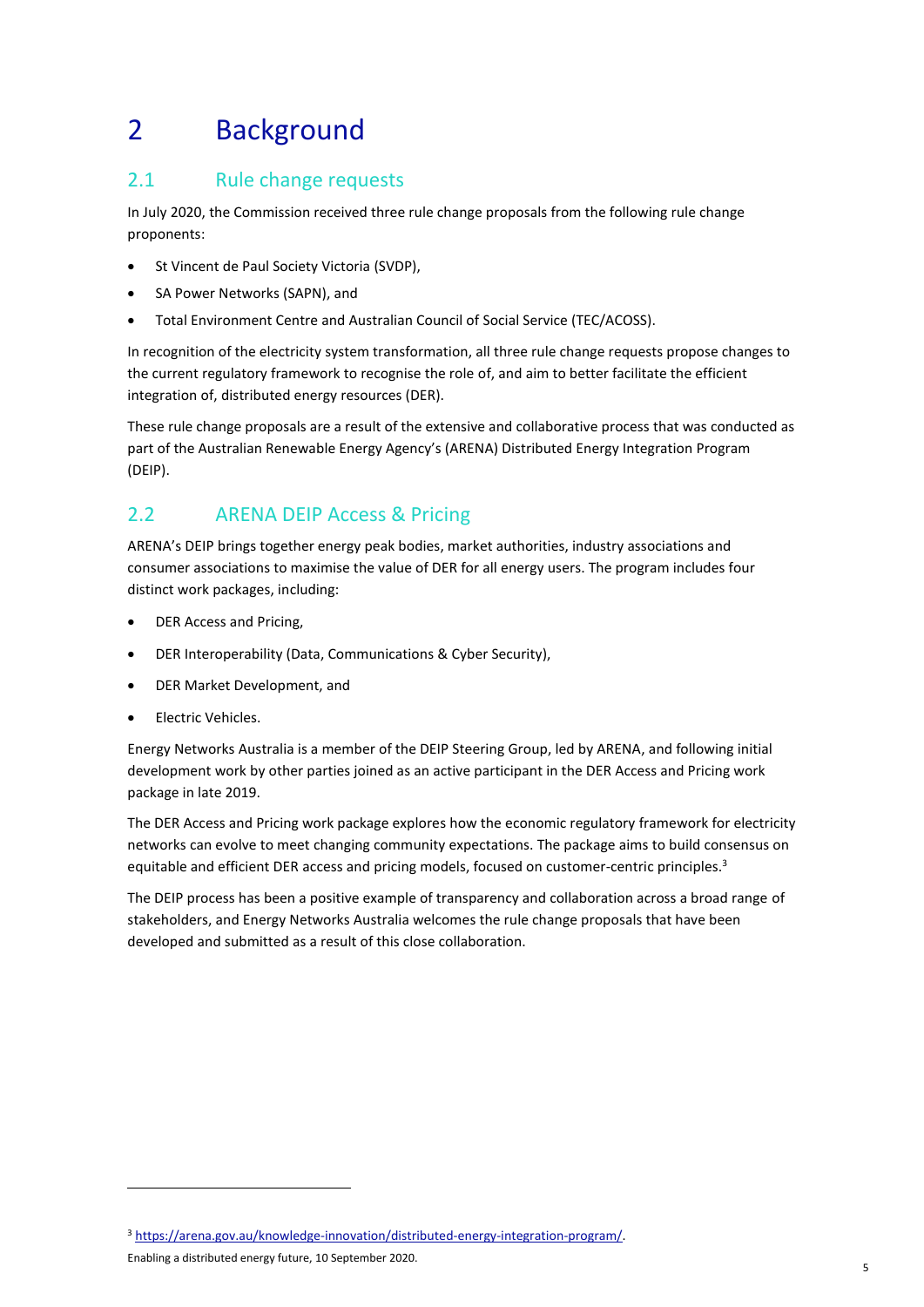# 2 Background

## 2.1 Rule change requests

In July 2020, the Commission received three rule change proposals from the following rule change proponents:

- St Vincent de Paul Society Victoria (SVDP),
- SA Power Networks (SAPN), and
- Total Environment Centre and Australian Council of Social Service (TEC/ACOSS).

In recognition of the electricity system transformation, all three rule change requests propose changes to the current regulatory framework to recognise the role of, and aim to better facilitate the efficient integration of, distributed energy resources (DER).

These rule change proposals are a result of the extensive and collaborative process that was conducted as part of the Australian Renewable Energy Agency's (ARENA) Distributed Energy Integration Program (DEIP).

## 2.2 ARENA DEIP Access & Pricing

ARENA's DEIP brings together energy peak bodies, market authorities, industry associations and consumer associations to maximise the value of DER for all energy users. The program includes four distinct work packages, including:

- DER Access and Pricing,
- DER Interoperability (Data, Communications & Cyber Security),
- DER Market Development, and
- Electric Vehicles.

Energy Networks Australia is a member of the DEIP Steering Group, led by ARENA, and following initial development work by other parties joined as an active participant in the DER Access and Pricing work package in late 2019.

The DER Access and Pricing work package explores how the economic regulatory framework for electricity networks can evolve to meet changing community expectations. The package aims to build consensus on equitable and efficient DER access and pricing models, focused on customer-centric principles.[3]

The DEIP process has been a positive example of transparency and collaboration across a broad range of stakeholders, and Energy Networks Australia welcomes the rule change proposals that have been developed and submitted as a result of this close collaboration.

[3] https://arena.gov.au/knowledge-innovation/distributed-energy-integration-program/.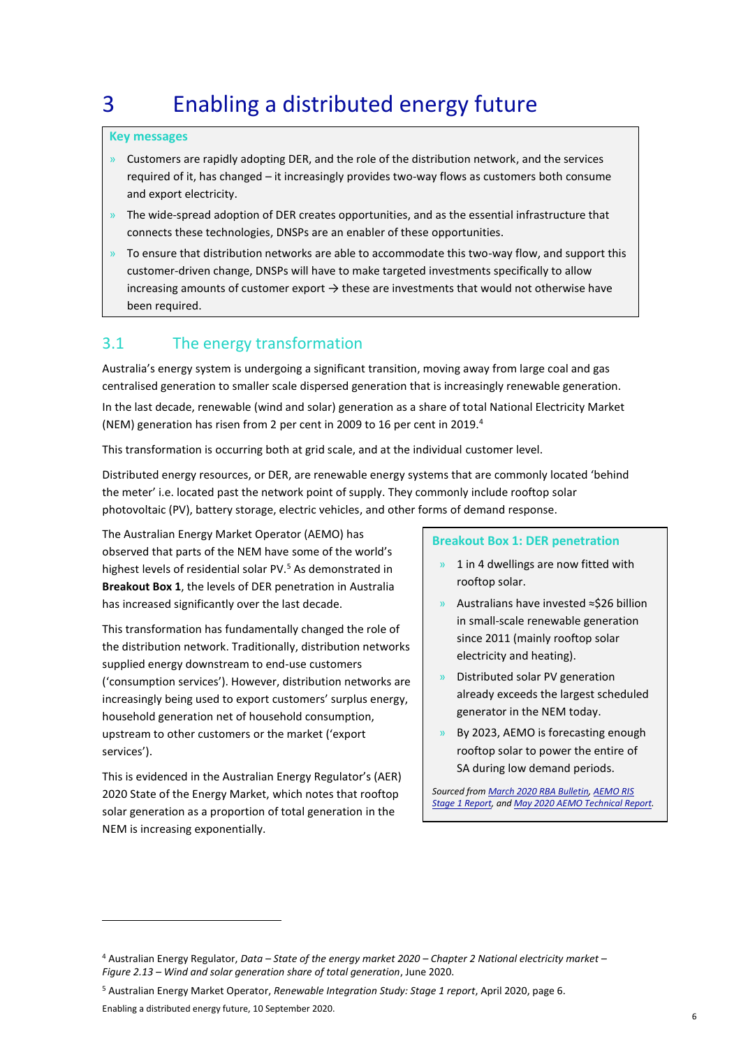# 3 Enabling a distributed energy future

**Key messages**

- Customers are rapidly adopting DER, and the role of the distribution network, and the services required of it, has changed – it increasingly provides two-way flows as customers both consume and export electricity.
- The wide-spread adoption of DER creates opportunities, and as the essential infrastructure that connects these technologies, DNSPs are an enabler of these opportunities.
- To ensure that distribution networks are able to accommodate this two-way flow, and support this customer-driven change, DNSPs will have to make targeted investments specifically to allow increasing amounts of customer export → these are investments that would not otherwise have been required.

## 3.1 The energy transformation

Australia's energy system is undergoing a significant transition, moving away from large coal and gas centralised generation to smaller scale dispersed generation that is increasingly renewable generation.

In the last decade, renewable (wind and solar) generation as a share of total National Electricity Market (NEM) generation has risen from 2 per cent in 2009 to 16 per cent in 2019.[4]

This transformation is occurring both at grid scale, and at the individual customer level.

Distributed energy resources, or DER, are renewable energy systems that are commonly located 'behind the meter' i.e. located past the network point of supply. They commonly include rooftop solar photovoltaic (PV), battery storage, electric vehicles, and other forms of demand response.

The Australian Energy Market Operator (AEMO) has observed that parts of the NEM have some of the world's highest levels of residential solar PV.[5] As demonstrated in **Breakout Box 1**, the levels of DER penetration in Australia has increased significantly over the last decade.

This transformation has fundamentally changed the role of the distribution network. Traditionally, distribution networks supplied energy downstream to end-use customers ('consumption services'). However, distribution networks are increasingly being used to export customers' surplus energy, household generation net of household consumption, upstream to other customers or the market ('export services').

This is evidenced in the Australian Energy Regulator's (AER) 2020 State of the Energy Market, which notes that rooftop solar generation as a proportion of total generation in the NEM is increasing exponentially.

**Breakout Box 1: DER penetration**

- 1 in 4 dwellings are now fitted with rooftop solar.
- Australians have invested ≈$26 billion in small-scale renewable generation since 2011 (mainly rooftop solar electricity and heating).
- Distributed solar PV generation already exceeds the largest scheduled generator in the NEM today.
- By 2023, AEMO is forecasting enough rooftop solar to power the entire of SA during low demand periods.

*Sourced from March 2020 RBA Bulletin, AEMO RIS Stage 1 Report, and May 2020 AEMO Technical Report.*

---

[4] Australian Energy Regulator, *Data – State of the energy market 2020 – Chapter 2 National electricity market – Figure 2.13 – Wind and solar generation share of total generation*, June 2020.

[5] Australian Energy Market Operator, *Renewable Integration Study: Stage 1 report*, April 2020, page 6.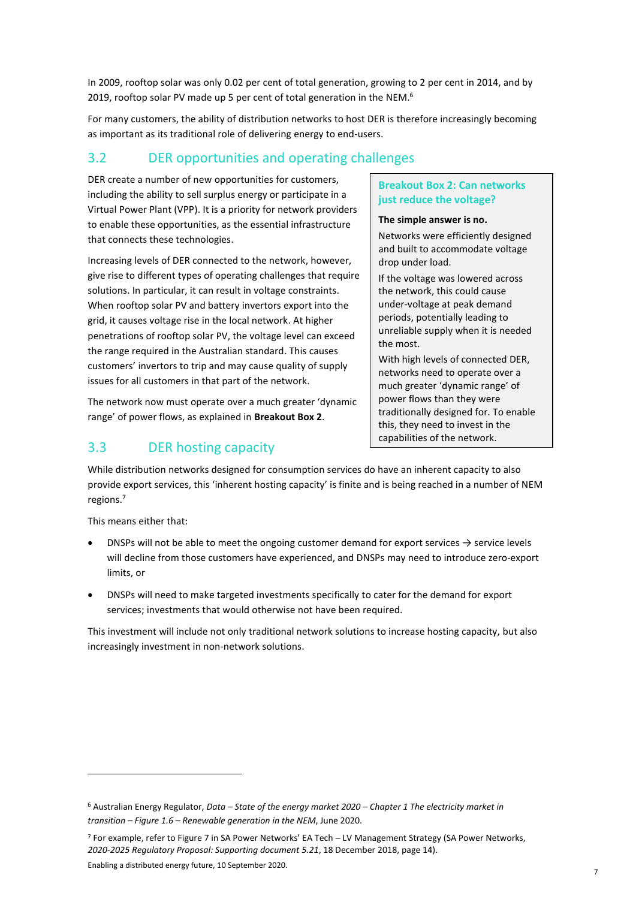In 2009, rooftop solar was only 0.02 per cent of total generation, growing to 2 per cent in 2014, and by 2019, rooftop solar PV made up 5 per cent of total generation in the NEM.[6]

For many customers, the ability of distribution networks to host DER is therefore increasingly becoming as important as its traditional role of delivering energy to end-users.

## 3.2 DER opportunities and operating challenges

DER create a number of new opportunities for customers, including the ability to sell surplus energy or participate in a Virtual Power Plant (VPP). It is a priority for network providers to enable these opportunities, as the essential infrastructure that connects these technologies.

Increasing levels of DER connected to the network, however, give rise to different types of operating challenges that require solutions. In particular, it can result in voltage constraints. When rooftop solar PV and battery invertors export into the grid, it causes voltage rise in the local network. At higher penetrations of rooftop solar PV, the voltage level can exceed the range required in the Australian standard. This causes customers' invertors to trip and may cause quality of supply issues for all customers in that part of the network.

The network now must operate over a much greater 'dynamic range' of power flows, as explained in **Breakout Box 2**.

> **Breakout Box 2: Can networks just reduce the voltage?**
>
> **The simple answer is no.**
>
> Networks were efficiently designed and built to accommodate voltage drop under load.
>
> If the voltage was lowered across the network, this could cause under-voltage at peak demand periods, potentially leading to unreliable supply when it is needed the most.
>
> With high levels of connected DER, networks need to operate over a much greater 'dynamic range' of power flows than they were traditionally designed for. To enable this, they need to invest in the capabilities of the network.

## 3.3 DER hosting capacity

While distribution networks designed for consumption services do have an inherent capacity to also provide export services, this 'inherent hosting capacity' is finite and is being reached in a number of NEM regions.[7]

This means either that:

- DNSPs will not be able to meet the ongoing customer demand for export services → service levels will decline from those customers have experienced, and DNSPs may need to introduce zero-export limits, or
- DNSPs will need to make targeted investments specifically to cater for the demand for export services; investments that would otherwise not have been required.

This investment will include not only traditional network solutions to increase hosting capacity, but also increasingly investment in non-network solutions.

---

[6] Australian Energy Regulator, *Data – State of the energy market 2020 – Chapter 1 The electricity market in transition – Figure 1.6 – Renewable generation in the NEM*, June 2020.

[7] For example, refer to Figure 7 in SA Power Networks' EA Tech – LV Management Strategy (SA Power Networks, *2020-2025 Regulatory Proposal: Supporting document 5.21*, 18 December 2018, page 14).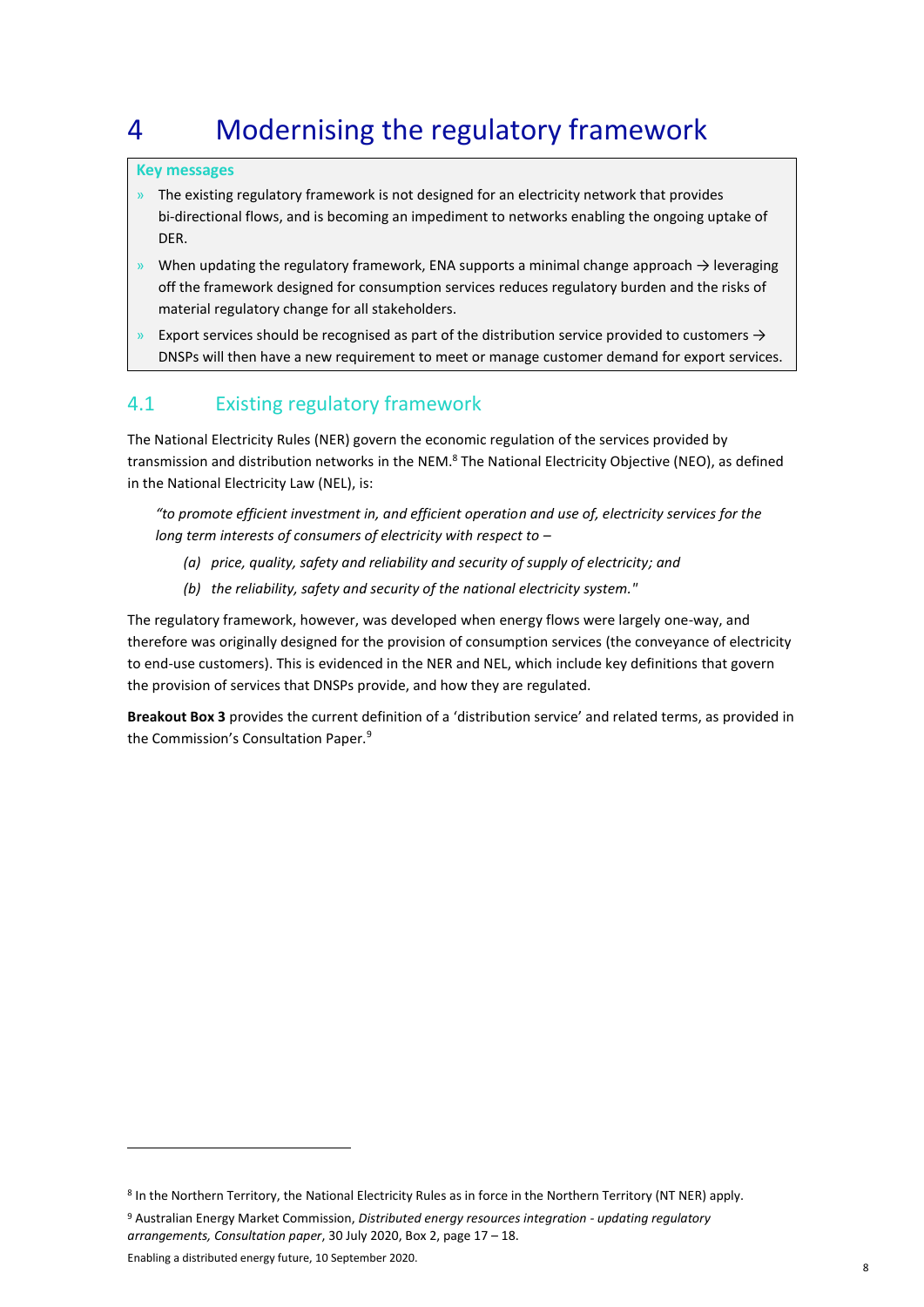# 4 Modernising the regulatory framework

**Key messages**

- The existing regulatory framework is not designed for an electricity network that provides bi-directional flows, and is becoming an impediment to networks enabling the ongoing uptake of DER.
- When updating the regulatory framework, ENA supports a minimal change approach → leveraging off the framework designed for consumption services reduces regulatory burden and the risks of material regulatory change for all stakeholders.
- Export services should be recognised as part of the distribution service provided to customers → DNSPs will then have a new requirement to meet or manage customer demand for export services.

## 4.1 Existing regulatory framework

The National Electricity Rules (NER) govern the economic regulation of the services provided by transmission and distribution networks in the NEM.[8] The National Electricity Objective (NEO), as defined in the National Electricity Law (NEL), is:

> *"to promote efficient investment in, and efficient operation and use of, electricity services for the long term interests of consumers of electricity with respect to –*
>
> *(a) price, quality, safety and reliability and security of supply of electricity; and*
>
> *(b) the reliability, safety and security of the national electricity system."*

The regulatory framework, however, was developed when energy flows were largely one-way, and therefore was originally designed for the provision of consumption services (the conveyance of electricity to end-use customers). This is evidenced in the NER and NEL, which include key definitions that govern the provision of services that DNSPs provide, and how they are regulated.

**Breakout Box 3** provides the current definition of a 'distribution service' and related terms, as provided in the Commission's Consultation Paper.[9]

---

[8] In the Northern Territory, the National Electricity Rules as in force in the Northern Territory (NT NER) apply.

[9] Australian Energy Market Commission, *Distributed energy resources integration - updating regulatory arrangements, Consultation paper*, 30 July 2020, Box 2, page 17 – 18.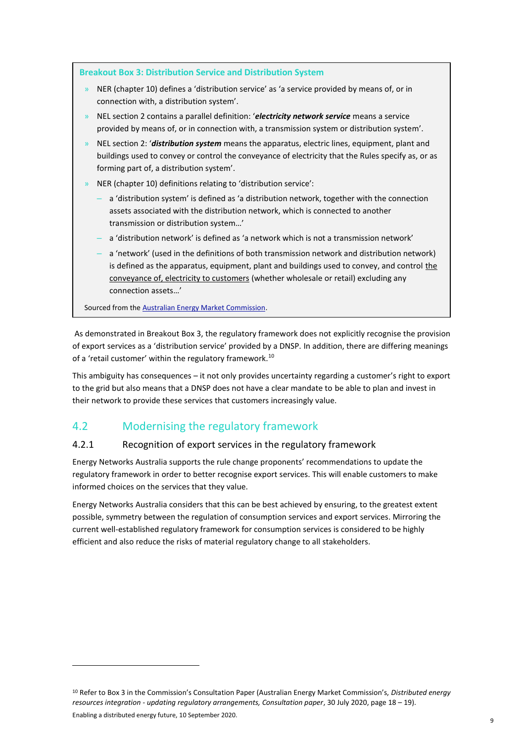**Breakout Box 3: Distribution Service and Distribution System**

- NER (chapter 10) defines a 'distribution service' as 'a service provided by means of, or in connection with, a distribution system'.
- NEL section 2 contains a parallel definition: '***electricity network service*** means a service provided by means of, or in connection with, a transmission system or distribution system'.
- NEL section 2: '***distribution system*** means the apparatus, electric lines, equipment, plant and buildings used to convey or control the conveyance of electricity that the Rules specify as, or as forming part of, a distribution system'.
- NER (chapter 10) definitions relating to 'distribution service':
  - a 'distribution system' is defined as 'a distribution network, together with the connection assets associated with the distribution network, which is connected to another transmission or distribution system…'
  - a 'distribution network' is defined as 'a network which is not a transmission network'
  - a 'network' (used in the definitions of both transmission network and distribution network) is defined as the apparatus, equipment, plant and buildings used to convey, and control the conveyance of, electricity to customers (whether wholesale or retail) excluding any connection assets…'

Sourced from the Australian Energy Market Commission.

As demonstrated in Breakout Box 3, the regulatory framework does not explicitly recognise the provision of export services as a 'distribution service' provided by a DNSP. In addition, there are differing meanings of a 'retail customer' within the regulatory framework.[10]

This ambiguity has consequences – it not only provides uncertainty regarding a customer's right to export to the grid but also means that a DNSP does not have a clear mandate to be able to plan and invest in their network to provide these services that customers increasingly value.

## 4.2 Modernising the regulatory framework

### 4.2.1 Recognition of export services in the regulatory framework

Energy Networks Australia supports the rule change proponents' recommendations to update the regulatory framework in order to better recognise export services. This will enable customers to make informed choices on the services that they value.

Energy Networks Australia considers that this can be best achieved by ensuring, to the greatest extent possible, symmetry between the regulation of consumption services and export services. Mirroring the current well-established regulatory framework for consumption services is considered to be highly efficient and also reduce the risks of material regulatory change to all stakeholders.

---

[10] Refer to Box 3 in the Commission's Consultation Paper (Australian Energy Market Commission's, *Distributed energy resources integration - updating regulatory arrangements, Consultation paper*, 30 July 2020, page 18 – 19).

Enabling a distributed energy future, 10 September 2020.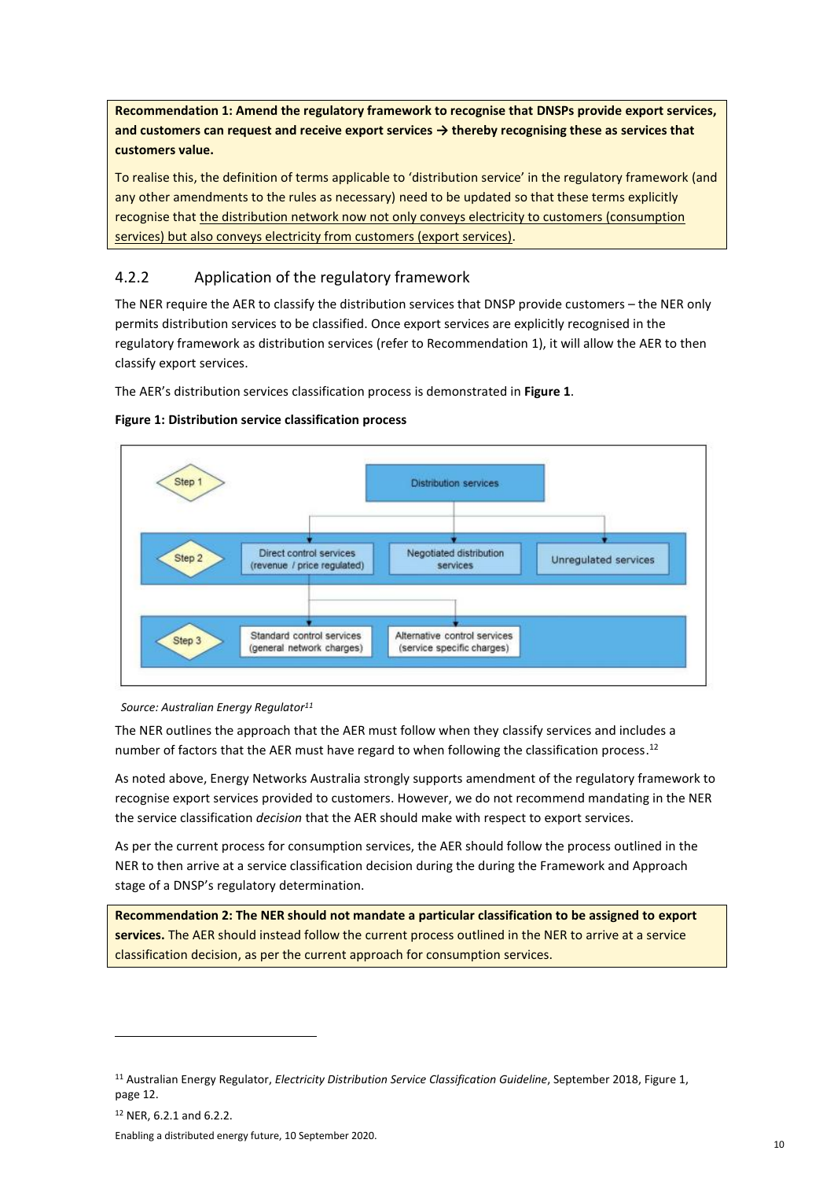**Recommendation 1: Amend the regulatory framework to recognise that DNSPs provide export services, and customers can request and receive export services → thereby recognising these as services that customers value.**

To realise this, the definition of terms applicable to 'distribution service' in the regulatory framework (and any other amendments to the rules as necessary) need to be updated so that these terms explicitly recognise that the distribution network now not only conveys electricity to customers (consumption services) but also conveys electricity from customers (export services).

### 4.2.2 Application of the regulatory framework

The NER require the AER to classify the distribution services that DNSP provide customers – the NER only permits distribution services to be classified. Once export services are explicitly recognised in the regulatory framework as distribution services (refer to Recommendation 1), it will allow the AER to then classify export services.

The AER's distribution services classification process is demonstrated in **Figure 1**.

**Figure 1: Distribution service classification process**

Step 1: Distribution services

Step 2: Direct control services (revenue / price regulated) | Negotiated distribution services | Unregulated services

Step 3: Standard control services (general network charges) | Alternative control services (service specific charges)

*Source: Australian Energy Regulator*[11]

The NER outlines the approach that the AER must follow when they classify services and includes a number of factors that the AER must have regard to when following the classification process.[12]

As noted above, Energy Networks Australia strongly supports amendment of the regulatory framework to recognise export services provided to customers. However, we do not recommend mandating in the NER the service classification *decision* that the AER should make with respect to export services.

As per the current process for consumption services, the AER should follow the process outlined in the NER to then arrive at a service classification decision during the during the Framework and Approach stage of a DNSP's regulatory determination.

**Recommendation 2: The NER should not mandate a particular classification to be assigned to export services.** The AER should instead follow the current process outlined in the NER to arrive at a service classification decision, as per the current approach for consumption services.

---

[11] Australian Energy Regulator, *Electricity Distribution Service Classification Guideline*, September 2018, Figure 1, page 12.

[12] NER, 6.2.1 and 6.2.2.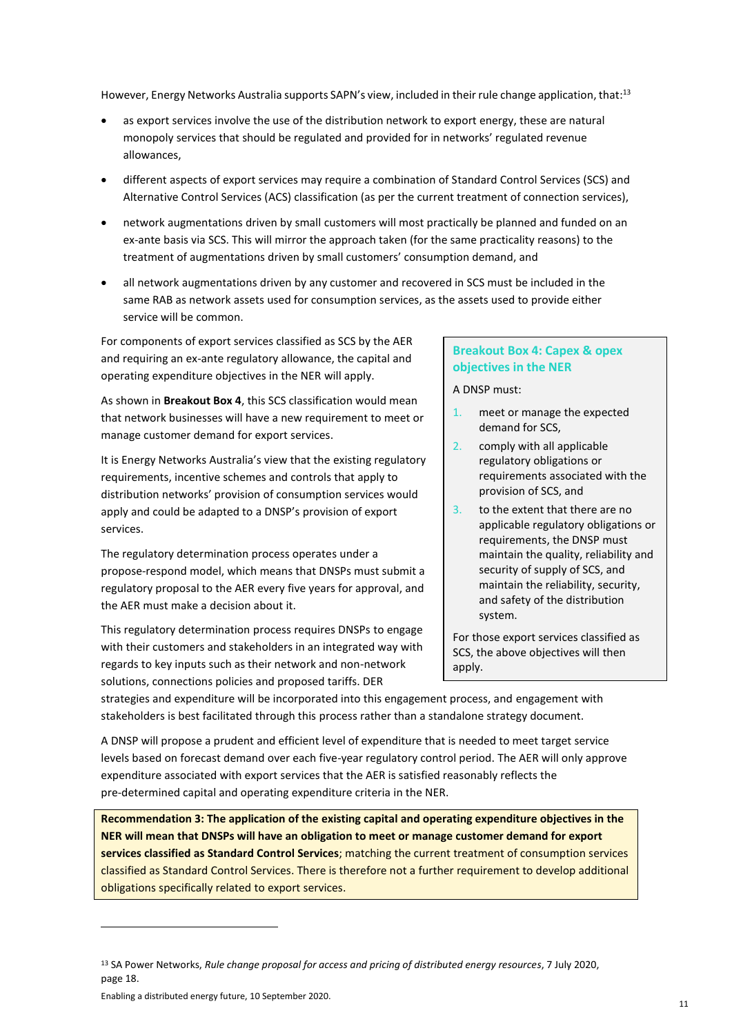However, Energy Networks Australia supports SAPN's view, included in their rule change application, that:[13]

- as export services involve the use of the distribution network to export energy, these are natural monopoly services that should be regulated and provided for in networks' regulated revenue allowances,
- different aspects of export services may require a combination of Standard Control Services (SCS) and Alternative Control Services (ACS) classification (as per the current treatment of connection services),
- network augmentations driven by small customers will most practically be planned and funded on an ex-ante basis via SCS. This will mirror the approach taken (for the same practicality reasons) to the treatment of augmentations driven by small customers' consumption demand, and
- all network augmentations driven by any customer and recovered in SCS must be included in the same RAB as network assets used for consumption services, as the assets used to provide either service will be common.

For components of export services classified as SCS by the AER and requiring an ex-ante regulatory allowance, the capital and operating expenditure objectives in the NER will apply.

As shown in **Breakout Box 4**, this SCS classification would mean that network businesses will have a new requirement to meet or manage customer demand for export services.

> **Breakout Box 4: Capex & opex objectives in the NER**
>
> A DNSP must:
>
> 1. meet or manage the expected demand for SCS,
> 2. comply with all applicable regulatory obligations or requirements associated with the provision of SCS, and
> 3. to the extent that there are no applicable regulatory obligations or requirements, the DNSP must maintain the quality, reliability and security of supply of SCS, and maintain the reliability, security, and safety of the distribution system.
>
> For those export services classified as SCS, the above objectives will then apply.

It is Energy Networks Australia's view that the existing regulatory requirements, incentive schemes and controls that apply to distribution networks' provision of consumption services would apply and could be adapted to a DNSP's provision of export services.

The regulatory determination process operates under a propose-respond model, which means that DNSPs must submit a regulatory proposal to the AER every five years for approval, and the AER must make a decision about it.

This regulatory determination process requires DNSPs to engage with their customers and stakeholders in an integrated way with regards to key inputs such as their network and non-network solutions, connections policies and proposed tariffs. DER strategies and expenditure will be incorporated into this engagement process, and engagement with stakeholders is best facilitated through this process rather than a standalone strategy document.

A DNSP will propose a prudent and efficient level of expenditure that is needed to meet target service levels based on forecast demand over each five-year regulatory control period. The AER will only approve expenditure associated with export services that the AER is satisfied reasonably reflects the pre-determined capital and operating expenditure criteria in the NER.

> **Recommendation 3: The application of the existing capital and operating expenditure objectives in the NER will mean that DNSPs will have an obligation to meet or manage customer demand for export services classified as Standard Control Services**; matching the current treatment of consumption services classified as Standard Control Services. There is therefore not a further requirement to develop additional obligations specifically related to export services.

[13] SA Power Networks, *Rule change proposal for access and pricing of distributed energy resources*, 7 July 2020, page 18.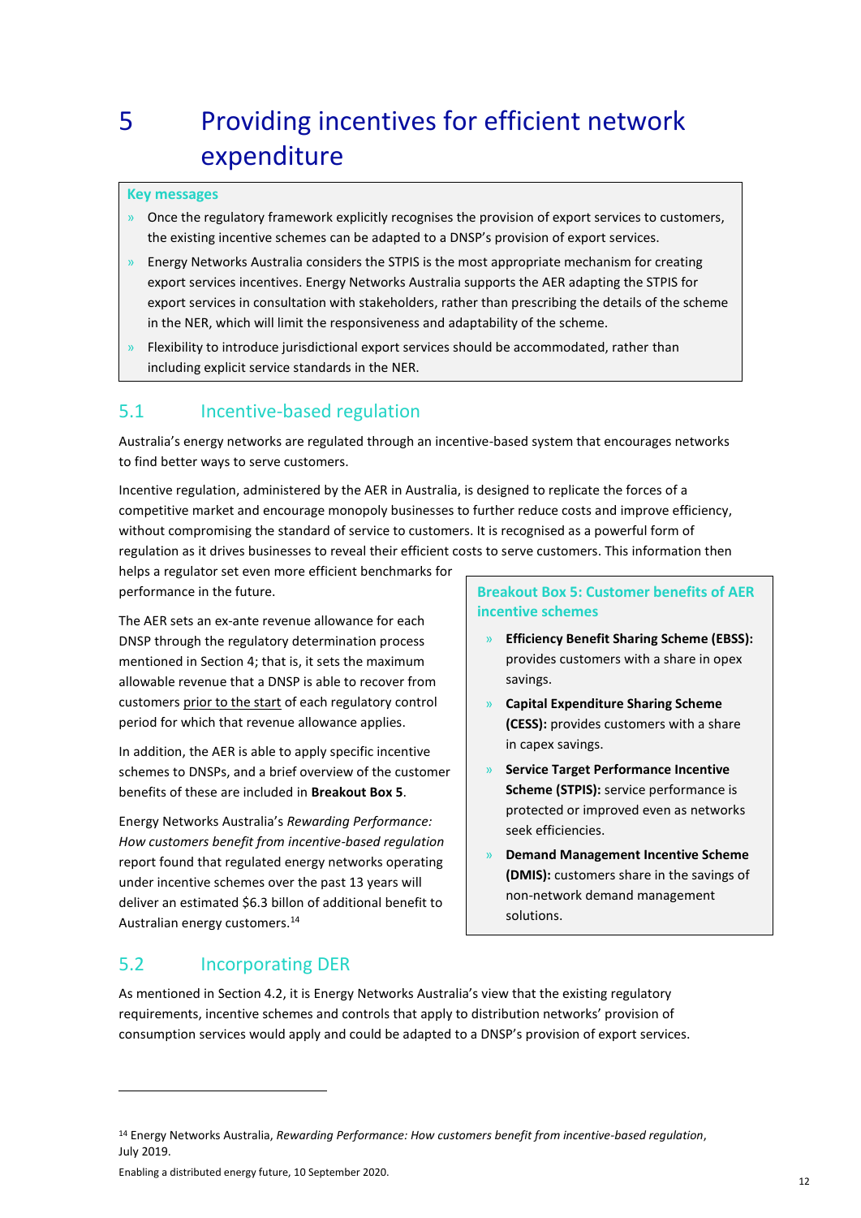# 5 Providing incentives for efficient network expenditure

**Key messages**

- Once the regulatory framework explicitly recognises the provision of export services to customers, the existing incentive schemes can be adapted to a DNSP's provision of export services.
- Energy Networks Australia considers the STPIS is the most appropriate mechanism for creating export services incentives. Energy Networks Australia supports the AER adapting the STPIS for export services in consultation with stakeholders, rather than prescribing the details of the scheme in the NER, which will limit the responsiveness and adaptability of the scheme.
- Flexibility to introduce jurisdictional export services should be accommodated, rather than including explicit service standards in the NER.

## 5.1 Incentive-based regulation

Australia's energy networks are regulated through an incentive-based system that encourages networks to find better ways to serve customers.

Incentive regulation, administered by the AER in Australia, is designed to replicate the forces of a competitive market and encourage monopoly businesses to further reduce costs and improve efficiency, without compromising the standard of service to customers. It is recognised as a powerful form of regulation as it drives businesses to reveal their efficient costs to serve customers. This information then helps a regulator set even more efficient benchmarks for performance in the future.

The AER sets an ex-ante revenue allowance for each DNSP through the regulatory determination process mentioned in Section 4; that is, it sets the maximum allowable revenue that a DNSP is able to recover from customers prior to the start of each regulatory control period for which that revenue allowance applies.

In addition, the AER is able to apply specific incentive schemes to DNSPs, and a brief overview of the customer benefits of these are included in **Breakout Box 5**.

Energy Networks Australia's *Rewarding Performance: How customers benefit from incentive-based regulation* report found that regulated energy networks operating under incentive schemes over the past 13 years will deliver an estimated $6.3 billon of additional benefit to Australian energy customers.[14]

**Breakout Box 5: Customer benefits of AER incentive schemes**

- **Efficiency Benefit Sharing Scheme (EBSS):** provides customers with a share in opex savings.
- **Capital Expenditure Sharing Scheme (CESS):** provides customers with a share in capex savings.
- **Service Target Performance Incentive Scheme (STPIS):** service performance is protected or improved even as networks seek efficiencies.
- **Demand Management Incentive Scheme (DMIS):** customers share in the savings of non-network demand management solutions.

## 5.2 Incorporating DER

As mentioned in Section 4.2, it is Energy Networks Australia's view that the existing regulatory requirements, incentive schemes and controls that apply to distribution networks' provision of consumption services would apply and could be adapted to a DNSP's provision of export services.

[14] Energy Networks Australia, *Rewarding Performance: How customers benefit from incentive-based regulation*, July 2019.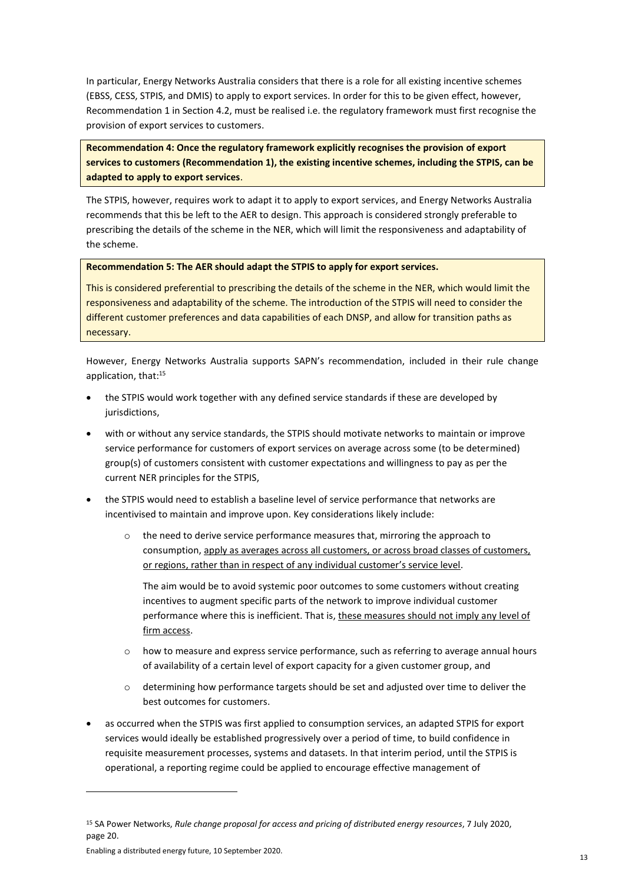In particular, Energy Networks Australia considers that there is a role for all existing incentive schemes (EBSS, CESS, STPIS, and DMIS) to apply to export services. In order for this to be given effect, however, Recommendation 1 in Section 4.2, must be realised i.e. the regulatory framework must first recognise the provision of export services to customers.

**Recommendation 4: Once the regulatory framework explicitly recognises the provision of export services to customers (Recommendation 1), the existing incentive schemes, including the STPIS, can be adapted to apply to export services**.

The STPIS, however, requires work to adapt it to apply to export services, and Energy Networks Australia recommends that this be left to the AER to design. This approach is considered strongly preferable to prescribing the details of the scheme in the NER, which will limit the responsiveness and adaptability of the scheme.

**Recommendation 5: The AER should adapt the STPIS to apply for export services.**

This is considered preferential to prescribing the details of the scheme in the NER, which would limit the responsiveness and adaptability of the scheme. The introduction of the STPIS will need to consider the different customer preferences and data capabilities of each DNSP, and allow for transition paths as necessary.

However, Energy Networks Australia supports SAPN's recommendation, included in their rule change application, that:[15]

- the STPIS would work together with any defined service standards if these are developed by jurisdictions,
- with or without any service standards, the STPIS should motivate networks to maintain or improve service performance for customers of export services on average across some (to be determined) group(s) of customers consistent with customer expectations and willingness to pay as per the current NER principles for the STPIS,
- the STPIS would need to establish a baseline level of service performance that networks are incentivised to maintain and improve upon. Key considerations likely include:
  - the need to derive service performance measures that, mirroring the approach to consumption, <u>apply as averages across all customers, or across broad classes of customers, or regions, rather than in respect of any individual customer's service level</u>.

    The aim would be to avoid systemic poor outcomes to some customers without creating incentives to augment specific parts of the network to improve individual customer performance where this is inefficient. That is, <u>these measures should not imply any level of firm access</u>.
  - how to measure and express service performance, such as referring to average annual hours of availability of a certain level of export capacity for a given customer group, and
  - determining how performance targets should be set and adjusted over time to deliver the best outcomes for customers.
- as occurred when the STPIS was first applied to consumption services, an adapted STPIS for export services would ideally be established progressively over a period of time, to build confidence in requisite measurement processes, systems and datasets. In that interim period, until the STPIS is operational, a reporting regime could be applied to encourage effective management of

---

[15] SA Power Networks, *Rule change proposal for access and pricing of distributed energy resources*, 7 July 2020, page 20.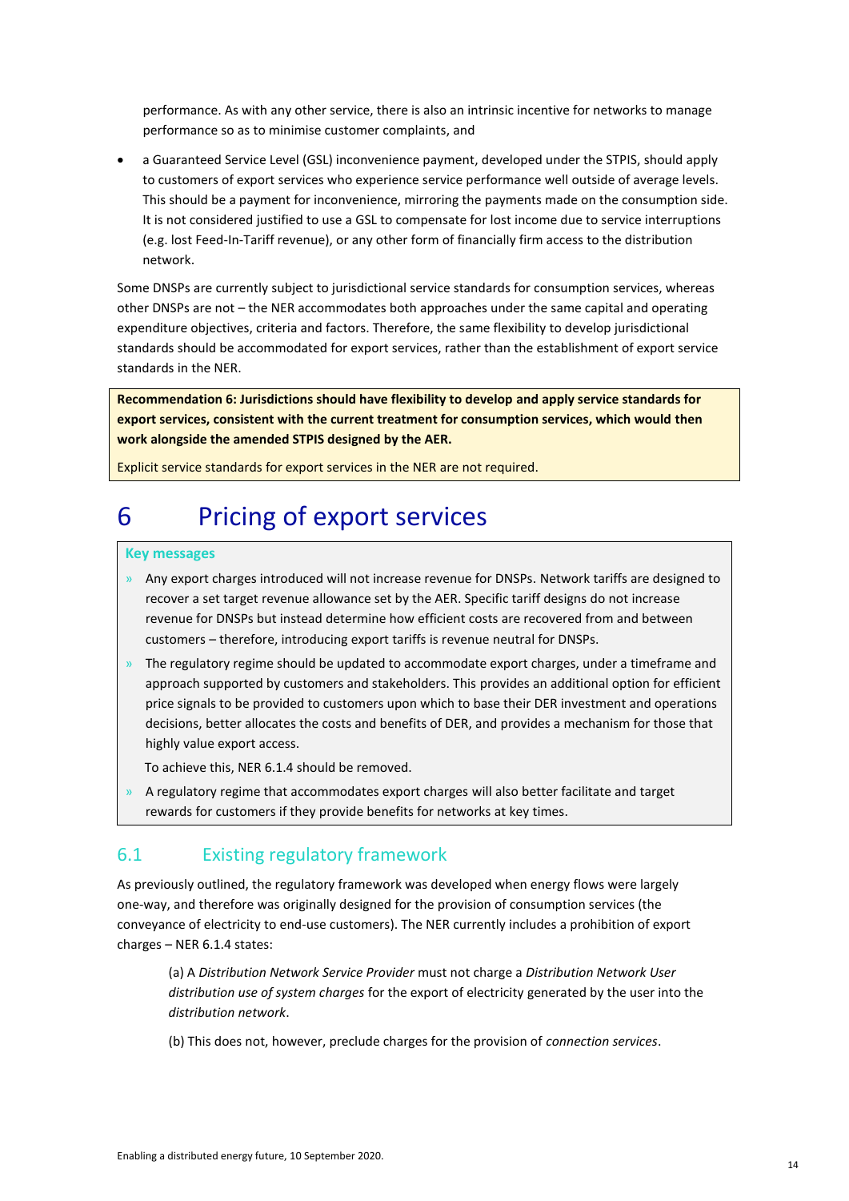performance. As with any other service, there is also an intrinsic incentive for networks to manage performance so as to minimise customer complaints, and

- a Guaranteed Service Level (GSL) inconvenience payment, developed under the STPIS, should apply to customers of export services who experience service performance well outside of average levels. This should be a payment for inconvenience, mirroring the payments made on the consumption side. It is not considered justified to use a GSL to compensate for lost income due to service interruptions (e.g. lost Feed-In-Tariff revenue), or any other form of financially firm access to the distribution network.

Some DNSPs are currently subject to jurisdictional service standards for consumption services, whereas other DNSPs are not – the NER accommodates both approaches under the same capital and operating expenditure objectives, criteria and factors. Therefore, the same flexibility to develop jurisdictional standards should be accommodated for export services, rather than the establishment of export service standards in the NER.

> **Recommendation 6: Jurisdictions should have flexibility to develop and apply service standards for export services, consistent with the current treatment for consumption services, which would then work alongside the amended STPIS designed by the AER.**
>
> Explicit service standards for export services in the NER are not required.

# 6 Pricing of export services

> **Key messages**
>
> - Any export charges introduced will not increase revenue for DNSPs. Network tariffs are designed to recover a set target revenue allowance set by the AER. Specific tariff designs do not increase revenue for DNSPs but instead determine how efficient costs are recovered from and between customers – therefore, introducing export tariffs is revenue neutral for DNSPs.
> - The regulatory regime should be updated to accommodate export charges, under a timeframe and approach supported by customers and stakeholders. This provides an additional option for efficient price signals to be provided to customers upon which to base their DER investment and operations decisions, better allocates the costs and benefits of DER, and provides a mechanism for those that highly value export access.
>
>   To achieve this, NER 6.1.4 should be removed.
> - A regulatory regime that accommodates export charges will also better facilitate and target rewards for customers if they provide benefits for networks at key times.

## 6.1 Existing regulatory framework

As previously outlined, the regulatory framework was developed when energy flows were largely one-way, and therefore was originally designed for the provision of consumption services (the conveyance of electricity to end-use customers). The NER currently includes a prohibition of export charges – NER 6.1.4 states:

> (a) A *Distribution Network Service Provider* must not charge a *Distribution Network User distribution use of system charges* for the export of electricity generated by the user into the *distribution network*.
>
> (b) This does not, however, preclude charges for the provision of *connection services*.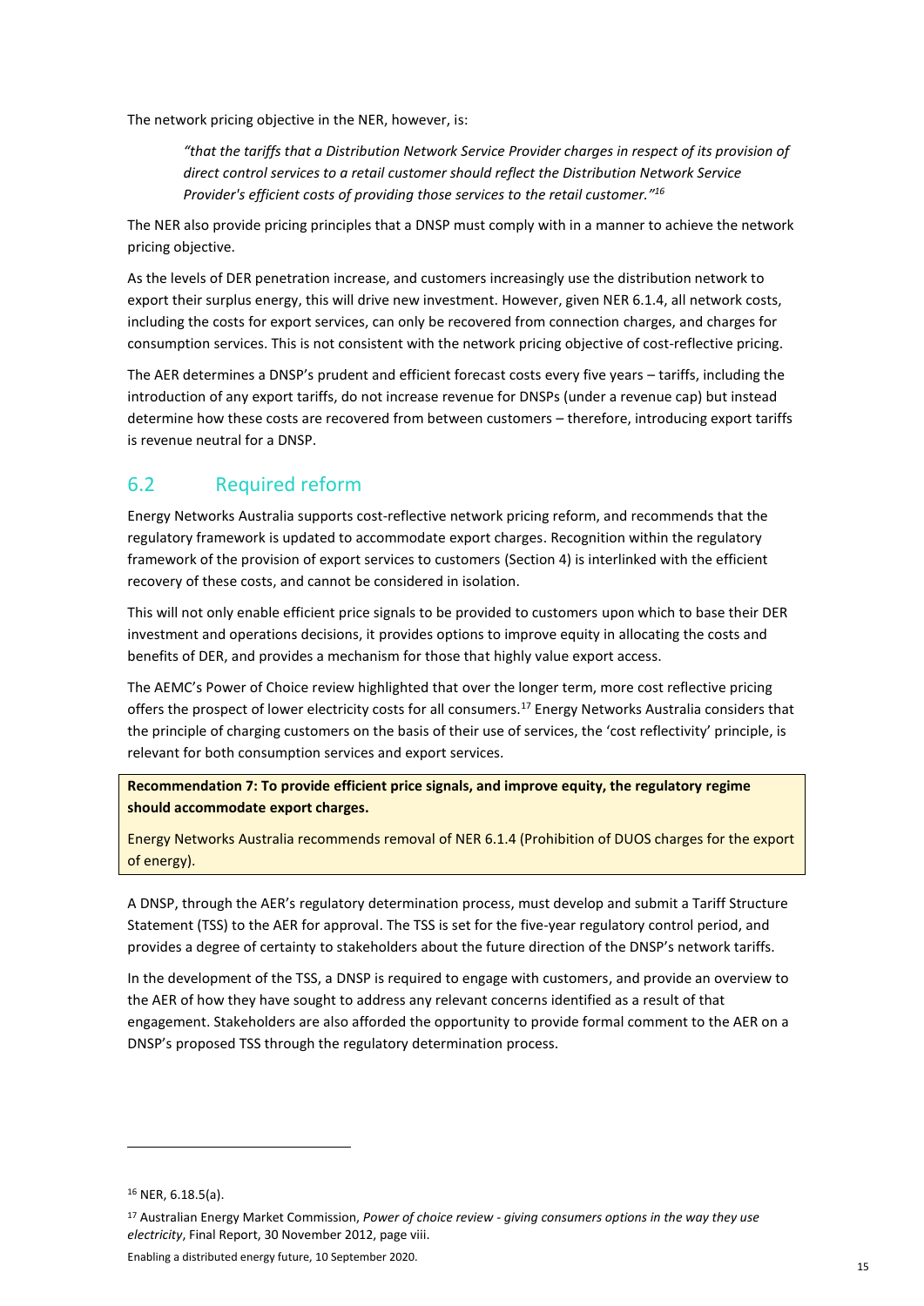The network pricing objective in the NER, however, is:

> *"that the tariffs that a Distribution Network Service Provider charges in respect of its provision of direct control services to a retail customer should reflect the Distribution Network Service Provider's efficient costs of providing those services to the retail customer."*[16]

The NER also provide pricing principles that a DNSP must comply with in a manner to achieve the network pricing objective.

As the levels of DER penetration increase, and customers increasingly use the distribution network to export their surplus energy, this will drive new investment. However, given NER 6.1.4, all network costs, including the costs for export services, can only be recovered from connection charges, and charges for consumption services. This is not consistent with the network pricing objective of cost-reflective pricing.

The AER determines a DNSP's prudent and efficient forecast costs every five years – tariffs, including the introduction of any export tariffs, do not increase revenue for DNSPs (under a revenue cap) but instead determine how these costs are recovered from between customers – therefore, introducing export tariffs is revenue neutral for a DNSP.

## 6.2 Required reform

Energy Networks Australia supports cost-reflective network pricing reform, and recommends that the regulatory framework is updated to accommodate export charges. Recognition within the regulatory framework of the provision of export services to customers (Section 4) is interlinked with the efficient recovery of these costs, and cannot be considered in isolation.

This will not only enable efficient price signals to be provided to customers upon which to base their DER investment and operations decisions, it provides options to improve equity in allocating the costs and benefits of DER, and provides a mechanism for those that highly value export access.

The AEMC's Power of Choice review highlighted that over the longer term, more cost reflective pricing offers the prospect of lower electricity costs for all consumers.[17] Energy Networks Australia considers that the principle of charging customers on the basis of their use of services, the 'cost reflectivity' principle, is relevant for both consumption services and export services.

> **Recommendation 7: To provide efficient price signals, and improve equity, the regulatory regime should accommodate export charges.**
>
> Energy Networks Australia recommends removal of NER 6.1.4 (Prohibition of DUOS charges for the export of energy).

A DNSP, through the AER's regulatory determination process, must develop and submit a Tariff Structure Statement (TSS) to the AER for approval. The TSS is set for the five-year regulatory control period, and provides a degree of certainty to stakeholders about the future direction of the DNSP's network tariffs.

In the development of the TSS, a DNSP is required to engage with customers, and provide an overview to the AER of how they have sought to address any relevant concerns identified as a result of that engagement. Stakeholders are also afforded the opportunity to provide formal comment to the AER on a DNSP's proposed TSS through the regulatory determination process.

---

[16] NER, 6.18.5(a).

[17] Australian Energy Market Commission, *Power of choice review - giving consumers options in the way they use electricity*, Final Report, 30 November 2012, page viii.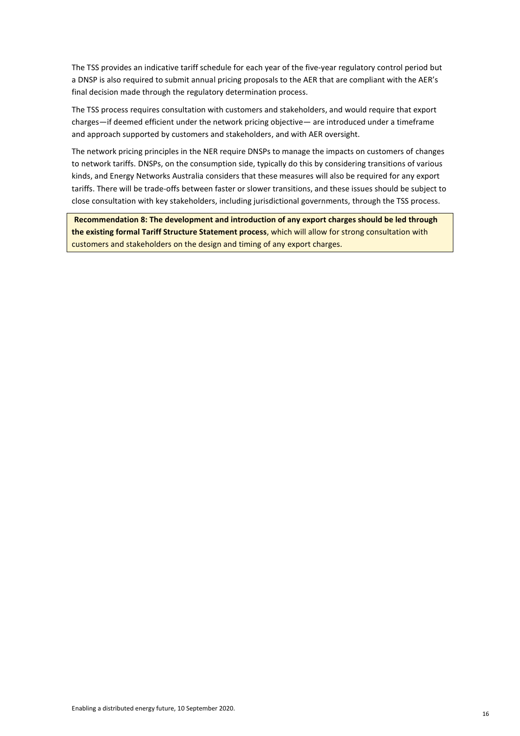The TSS provides an indicative tariff schedule for each year of the five-year regulatory control period but a DNSP is also required to submit annual pricing proposals to the AER that are compliant with the AER's final decision made through the regulatory determination process.

The TSS process requires consultation with customers and stakeholders, and would require that export charges—if deemed efficient under the network pricing objective— are introduced under a timeframe and approach supported by customers and stakeholders, and with AER oversight.

The network pricing principles in the NER require DNSPs to manage the impacts on customers of changes to network tariffs. DNSPs, on the consumption side, typically do this by considering transitions of various kinds, and Energy Networks Australia considers that these measures will also be required for any export tariffs. There will be trade-offs between faster or slower transitions, and these issues should be subject to close consultation with key stakeholders, including jurisdictional governments, through the TSS process.

**Recommendation 8: The development and introduction of any export charges should be led through the existing formal Tariff Structure Statement process**, which will allow for strong consultation with customers and stakeholders on the design and timing of any export charges.